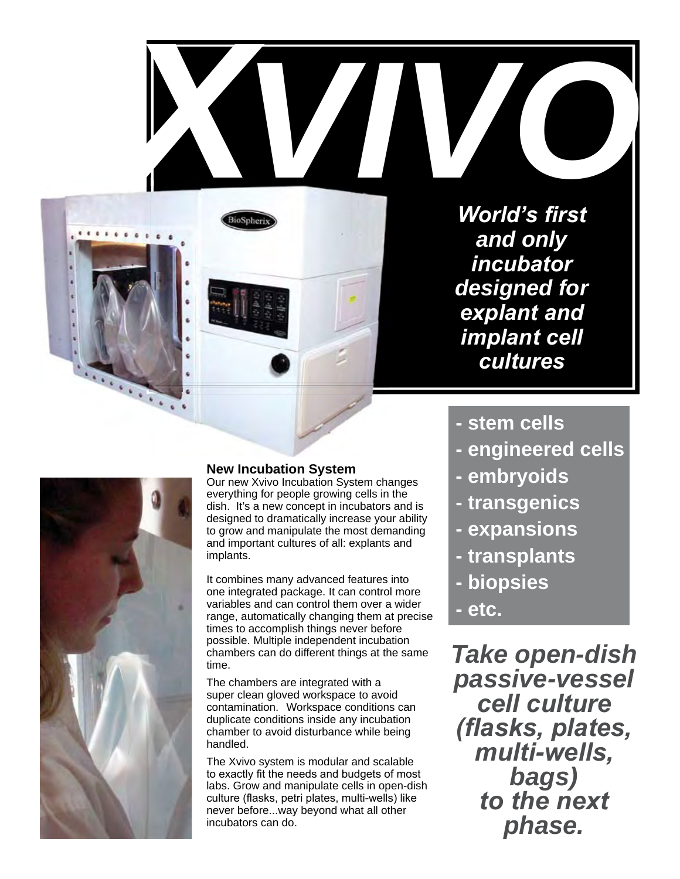# XVIVO

***World's first and only incubator designed for explant and implant cell cultures***

- **stem cells**
- **engineered cells**
- **embryoids**
- **transgenics**
- **expansions**
- **transplants**
- **biopsies**
- **etc.**

### New Incubation System

Our new Xvivo Incubation System changes everything for people growing cells in the dish. It's a new concept in incubators and is designed to dramatically increase your ability to grow and manipulate the most demanding and important cultures of all: explants and implants.

It combines many advanced features into one integrated package. It can control more variables and can control them over a wider range, automatically changing them at precise times to accomplish things never before possible. Multiple independent incubation chambers can do different things at the same time.

The chambers are integrated with a super clean gloved workspace to avoid contamination. Workspace conditions can duplicate conditions inside any incubation chamber to avoid disturbance while being handled.

The Xvivo system is modular and scalable to exactly fit the needs and budgets of most labs. Grow and manipulate cells in open-dish culture (flasks, petri plates, multi-wells) like never before...way beyond what all other incubators can do.

***Take open-dish passive-vessel cell culture (flasks, plates, multi-wells, bags) to the next phase.***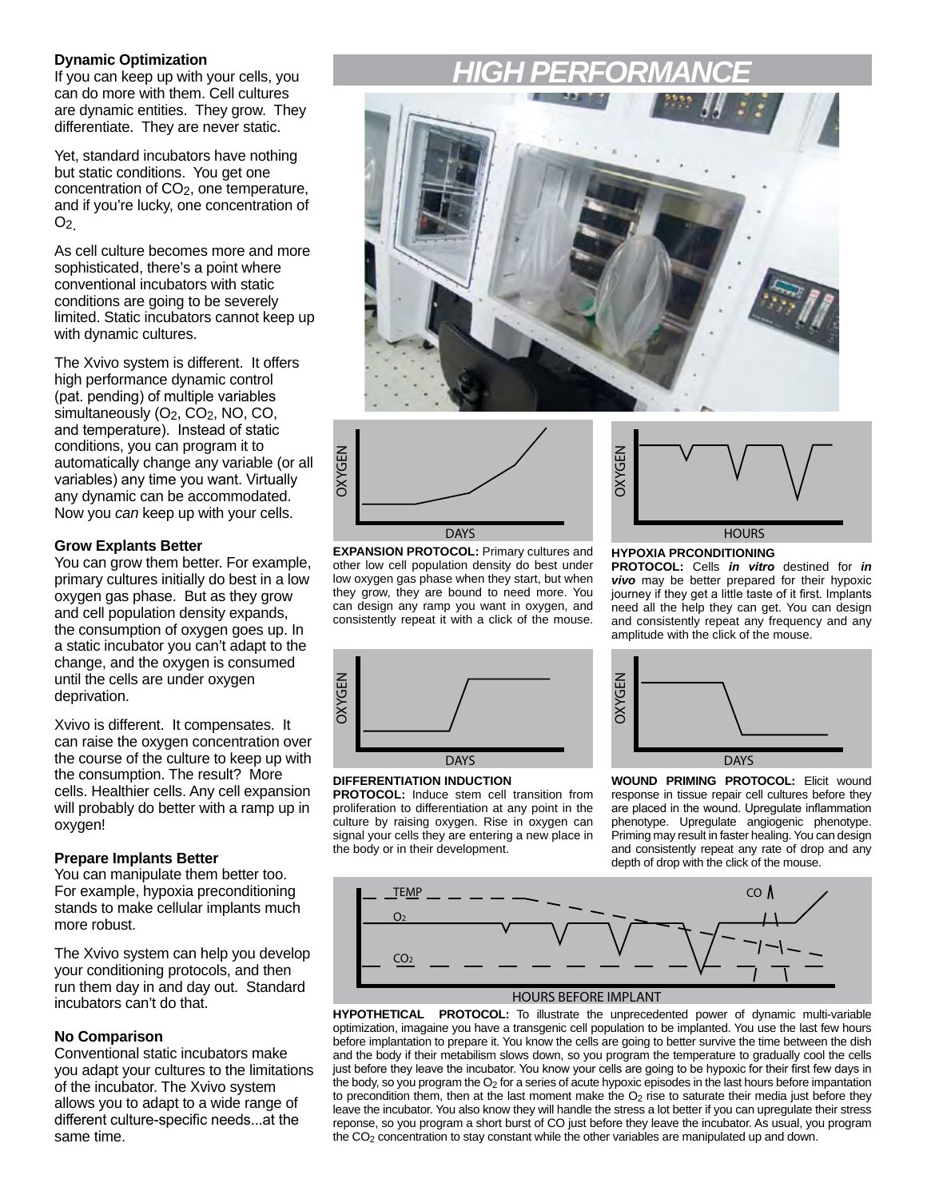## Dynamic Optimization

If you can keep up with your cells, you can do more with them. Cell cultures are dynamic entities. They grow. They differentiate. They are never static.

Yet, standard incubators have nothing but static conditions. You get one concentration of $CO_2$, one temperature, and if you're lucky, one concentration of $O_2$.

As cell culture becomes more and more sophisticated, there's a point where conventional incubators with static conditions are going to be severely limited. Static incubators cannot keep up with dynamic cultures.

The Xvivo system is different. It offers high performance dynamic control (pat. pending) of multiple variables simultaneously ($O_2$, $CO_2$, NO, CO, and temperature). Instead of static conditions, you can program it to automatically change any variable (or all variables) any time you want. Virtually any dynamic can be accommodated. Now you *can* keep up with your cells.

## Grow Explants Better

You can grow them better. For example, primary cultures initially do best in a low oxygen gas phase. But as they grow and cell population density expands, the consumption of oxygen goes up. In a static incubator you can't adapt to the change, and the oxygen is consumed until the cells are under oxygen deprivation.

Xvivo is different. It compensates. It can raise the oxygen concentration over the course of the culture to keep up with the consumption. The result? More cells. Healthier cells. Any cell expansion will probably do better with a ramp up in oxygen!

## Prepare Implants Better

You can manipulate them better too. For example, hypoxia preconditioning stands to make cellular implants much more robust.

The Xvivo system can help you develop your conditioning protocols, and then run them day in and day out. Standard incubators can't do that.

## No Comparison

Conventional static incubators make you adapt your cultures to the limitations of the incubator. The Xvivo system allows you to adapt to a wide range of different culture-specific needs...at the same time.

# HIGH PERFORMANCE

**EXPANSION PROTOCOL:** Primary cultures and other low cell population density do best under low oxygen gas phase when they start, but when they grow, they are bound to need more. You can design any ramp you want in oxygen, and consistently repeat it with a click of the mouse.

**HYPOXIA PRCONDITIONING PROTOCOL:** Cells ***in vitro*** destined for ***in vivo*** may be better prepared for their hypoxic journey if they get a little taste of it first. Implants need all the help they can get. You can design and consistently repeat any frequency and any amplitude with the click of the mouse.

**DIFFERENTIATION INDUCTION PROTOCOL:** Induce stem cell transition from proliferation to differentiation at any point in the culture by raising oxygen. Rise in oxygen can signal your cells they are entering a new place in the body or in their development.

**WOUND PRIMING PROTOCOL:** Elicit wound response in tissue repair cell cultures before they are placed in the wound. Upregulate inflammation phenotype. Upregulate angiogenic phenotype. Priming may result in faster healing. You can design and consistently repeat any rate of drop and any depth of drop with the click of the mouse.

**HYPOTHETICAL PROTOCOL:** To illustrate the unprecedented power of dynamic multi-variable optimization, imagaine you have a transgenic cell population to be implanted. You use the last few hours before implantation to prepare it. You know the cells are going to better survive the time between the dish and the body if their metabilism slows down, so you program the temperature to gradually cool the cells just before they leave the incubator. You know your cells are going to be hypoxic for their first few days in the body, so you program the $O_2$ for a series of acute hypoxic episodes in the last hours before impantation to precondition them, then at the last moment make the $O_2$ rise to saturate their media just before they leave the incubator. You also know they will handle the stress a lot better if you can upregulate their stress reponse, so you program a short burst of CO just before they leave the incubator. As usual, you program the $CO_2$ concentration to stay constant while the other variables are manipulated up and down.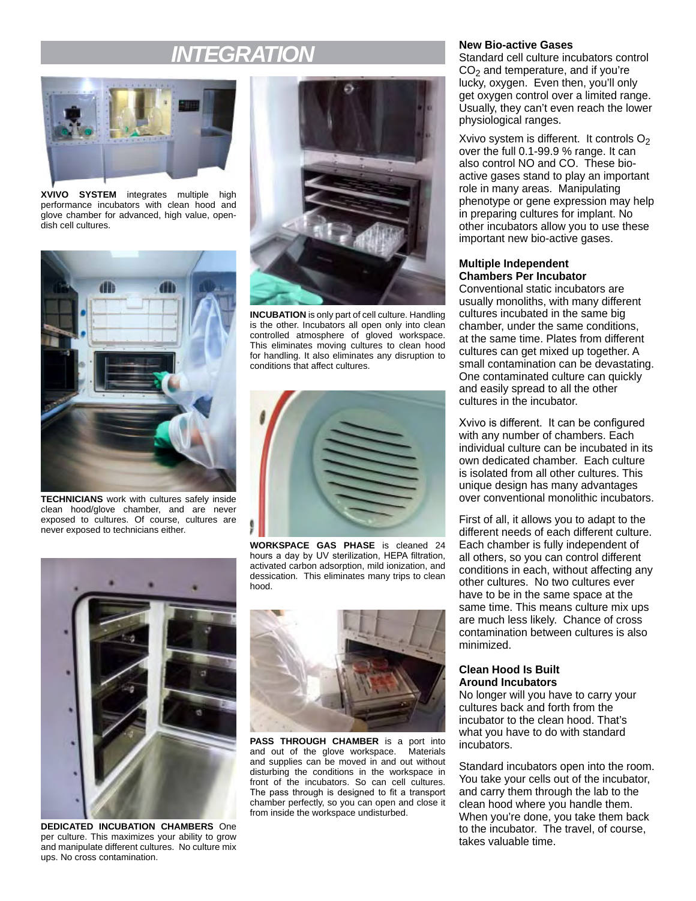# INTEGRATION

**XVIVO SYSTEM** integrates multiple high performance incubators with clean hood and glove chamber for advanced, high value, open-dish cell cultures.

**TECHNICIANS** work with cultures safely inside clean hood/glove chamber, and are never exposed to cultures. Of course, cultures are never exposed to technicians either.

**DEDICATED INCUBATION CHAMBERS** One per culture. This maximizes your ability to grow and manipulate different cultures. No culture mix ups. No cross contamination.

**INCUBATION** is only part of cell culture. Handling is the other. Incubators all open only into clean controlled atmosphere of gloved workspace. This eliminates moving cultures to clean hood for handling. It also eliminates any disruption to conditions that affect cultures.

**WORKSPACE GAS PHASE** is cleaned 24 hours a day by UV sterilization, HEPA filtration, activated carbon adsorption, mild ionization, and dessication. This eliminates many trips to clean hood.

**PASS THROUGH CHAMBER** is a port into and out of the glove workspace. Materials and supplies can be moved in and out without disturbing the conditions in the workspace in front of the incubators. So can cell cultures. The pass through is designed to fit a transport chamber perfectly, so you can open and close it from inside the workspace undisturbed.

### New Bio-active Gases

Standard cell culture incubators control $CO_2$ and temperature, and if you're lucky, oxygen. Even then, you'll only get oxygen control over a limited range. Usually, they can't even reach the lower physiological ranges.

Xvivo system is different. It controls $O_2$ over the full 0.1-99.9 % range. It can also control NO and CO. These bio-active gases stand to play an important role in many areas. Manipulating phenotype or gene expression may help in preparing cultures for implant. No other incubators allow you to use these important new bio-active gases.

### Multiple Independent Chambers Per Incubator

Conventional static incubators are usually monoliths, with many different cultures incubated in the same big chamber, under the same conditions, at the same time. Plates from different cultures can get mixed up together. A small contamination can be devastating. One contaminated culture can quickly and easily spread to all the other cultures in the incubator.

Xvivo is different. It can be configured with any number of chambers. Each individual culture can be incubated in its own dedicated chamber. Each culture is isolated from all other cultures. This unique design has many advantages over conventional monolithic incubators.

First of all, it allows you to adapt to the different needs of each different culture. Each chamber is fully independent of all others, so you can control different conditions in each, without affecting any other cultures. No two cultures ever have to be in the same space at the same time. This means culture mix ups are much less likely. Chance of cross contamination between cultures is also minimized.

### Clean Hood Is Built Around Incubators

No longer will you have to carry your cultures back and forth from the incubator to the clean hood. That's what you have to do with standard incubators.

Standard incubators open into the room. You take your cells out of the incubator, and carry them through the lab to the clean hood where you handle them. When you're done, you take them back to the incubator. The travel, of course, takes valuable time.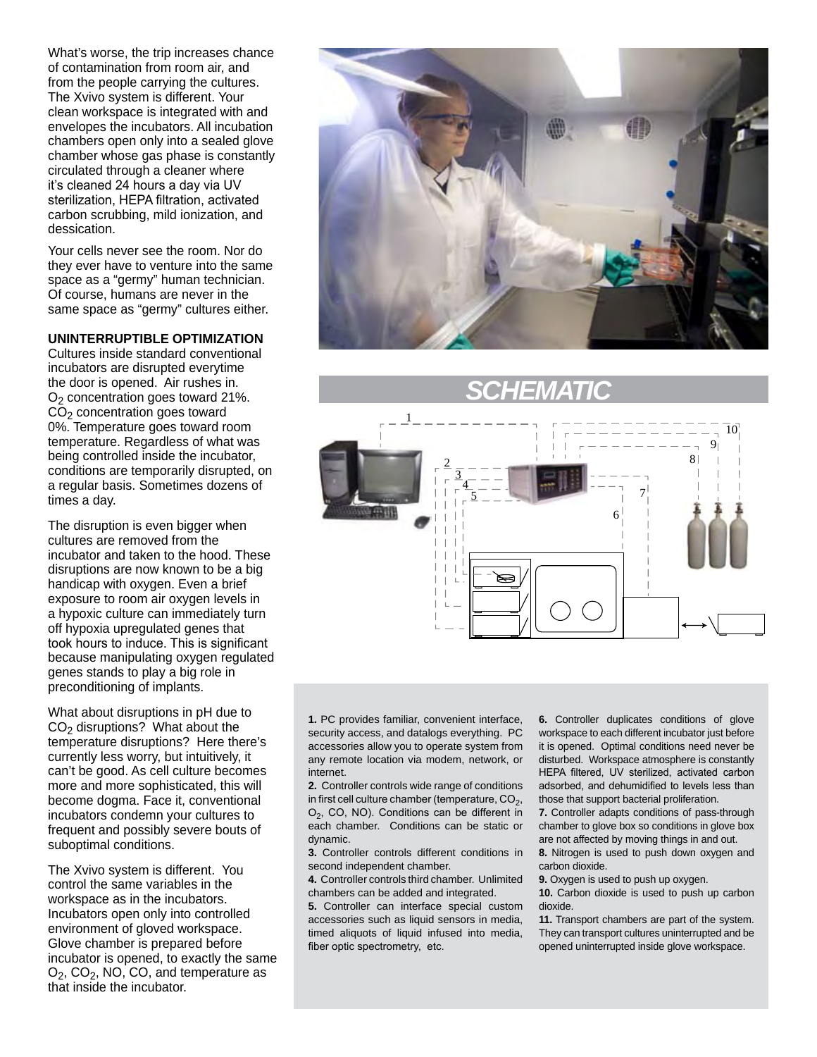What's worse, the trip increases chance of contamination from room air, and from the people carrying the cultures. The Xvivo system is different. Your clean workspace is integrated with and envelopes the incubators. All incubation chambers open only into a sealed glove chamber whose gas phase is constantly circulated through a cleaner where it's cleaned 24 hours a day via UV sterilization, HEPA filtration, activated carbon scrubbing, mild ionization, and dessication.

Your cells never see the room. Nor do they ever have to venture into the same space as a "germy" human technician. Of course, humans are never in the same space as "germy" cultures either.

**UNINTERRUPTIBLE OPTIMIZATION**

Cultures inside standard conventional incubators are disrupted everytime the door is opened. Air rushes in. $O_2$ concentration goes toward 21%. $CO_2$ concentration goes toward 0%. Temperature goes toward room temperature. Regardless of what was being controlled inside the incubator, conditions are temporarily disrupted, on a regular basis. Sometimes dozens of times a day.

The disruption is even bigger when cultures are removed from the incubator and taken to the hood. These disruptions are now known to be a big handicap with oxygen. Even a brief exposure to room air oxygen levels in a hypoxic culture can immediately turn off hypoxia upregulated genes that took hours to induce. This is significant because manipulating oxygen regulated genes stands to play a big role in preconditioning of implants.

What about disruptions in pH due to $CO_2$ disruptions? What about the temperature disruptions? Here there's currently less worry, but intuitively, it can't be good. As cell culture becomes more and more sophisticated, this will become dogma. Face it, conventional incubators condemn your cultures to frequent and possibly severe bouts of suboptimal conditions.

The Xvivo system is different. You control the same variables in the workspace as in the incubators. Incubators open only into controlled environment of gloved workspace. Glove chamber is prepared before incubator is opened, to exactly the same $O_2$, $CO_2$, NO, CO, and temperature as that inside the incubator.

## *SCHEMATIC*

**1.** PC provides familiar, convenient interface, security access, and datalogs everything. PC accessories allow you to operate system from any remote location via modem, network, or internet.

**2.** Controller controls wide range of conditions in first cell culture chamber (temperature, $CO_2$, $O_2$, CO, NO). Conditions can be different in each chamber. Conditions can be static or dynamic.

**3.** Controller controls different conditions in second independent chamber.

**4.** Controller controls third chamber. Unlimited chambers can be added and integrated.

**5.** Controller can interface special custom accessories such as liquid sensors in media, timed aliquots of liquid infused into media, fiber optic spectrometry, etc.

**6.** Controller duplicates conditions of glove workspace to each different incubator just before it is opened. Optimal conditions need never be disturbed. Workspace atmosphere is constantly HEPA filtered, UV sterilized, activated carbon adsorbed, and dehumidified to levels less than those that support bacterial proliferation.

**7.** Controller adapts conditions of pass-through chamber to glove box so conditions in glove box are not affected by moving things in and out.

**8.** Nitrogen is used to push down oxygen and carbon dioxide.

**9.** Oxygen is used to push up oxygen.

**10.** Carbon dioxide is used to push up carbon dioxide.

**11.** Transport chambers are part of the system. They can transport cultures uninterrupted and be opened uninterrupted inside glove workspace.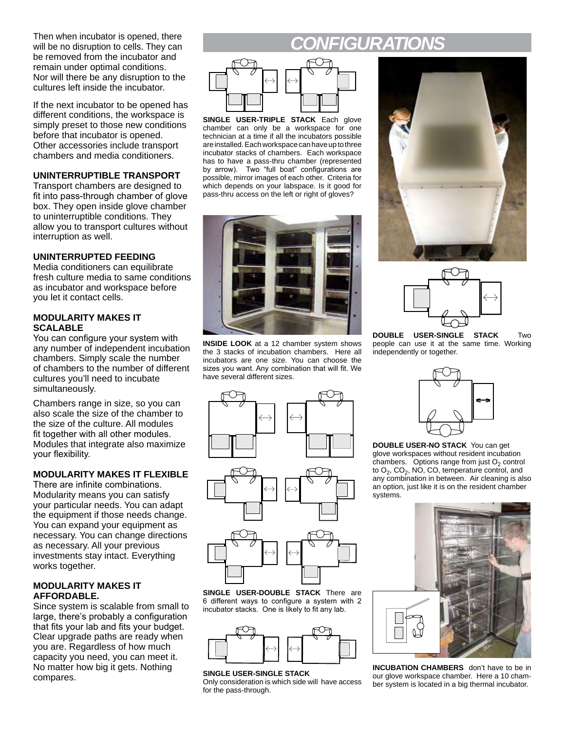Then when incubator is opened, there will be no disruption to cells. They can be removed from the incubator and remain under optimal conditions. Nor will there be any disruption to the cultures left inside the incubator.

If the next incubator to be opened has different conditions, the workspace is simply preset to those new conditions before that incubator is opened. Other accessories include transport chambers and media conditioners.

### UNINTERRUPTIBLE TRANSPORT

Transport chambers are designed to fit into pass-through chamber of glove box. They open inside glove chamber to uninterruptible conditions. They allow you to transport cultures without interruption as well.

### UNINTERRUPTED FEEDING

Media conditioners can equilibrate fresh culture media to same conditions as incubator and workspace before you let it contact cells.

### MODULARITY MAKES IT SCALABLE

You can configure your system with any number of independent incubation chambers. Simply scale the number of chambers to the number of different cultures you'll need to incubate simultaneously.

Chambers range in size, so you can also scale the size of the chamber to the size of the culture. All modules fit together with all other modules. Modules that integrate also maximize your flexibility.

### MODULARITY MAKES IT FLEXIBLE

There are infinite combinations. Modularity means you can satisfy your particular needs. You can adapt the equipment if those needs change. You can expand your equipment as necessary. You can change directions as necessary. All your previous investments stay intact. Everything works together.

### MODULARITY MAKES IT AFFORDABLE.

Since system is scalable from small to large, there's probably a configuration that fits your lab and fits your budget. Clear upgrade paths are ready when you are. Regardless of how much capacity you need, you can meet it. No matter how big it gets. Nothing compares.

## CONFIGURATIONS

**SINGLE USER-TRIPLE STACK** Each glove chamber can only be a workspace for one technician at a time if all the incubators possible are installed. Each workspace can have up to three incubator stacks of chambers. Each workspace has to have a pass-thru chamber (represented by arrow). Two "full boat" configurations are possible, mirror images of each other. Criteria for which depends on your labspace. Is it good for pass-thru access on the left or right of gloves?

**INSIDE LOOK** at a 12 chamber system shows the 3 stacks of incubation chambers. Here all incubators are one size. You can choose the sizes you want. Any combination that will fit. We have several different sizes.

**SINGLE USER-DOUBLE STACK** There are 6 different ways to configure a system with 2 incubator stacks. One is likely to fit any lab.

**SINGLE USER-SINGLE STACK**
Only consideration is which side will have access for the pass-through.

**DOUBLE USER-SINGLE STACK** Two people can use it at the same time. Working independently or together.

**DOUBLE USER-NO STACK** You can get glove workspaces without resident incubation chambers. Options range from just $O_2$ control to $O_2$, $CO_2$, NO, CO, temperature control, and any combination in between. Air cleaning is also an option, just like it is on the resident chamber systems.

**INCUBATION CHAMBERS** don't have to be in our glove workspace chamber. Here a 10 chamber system is located in a big thermal incubator.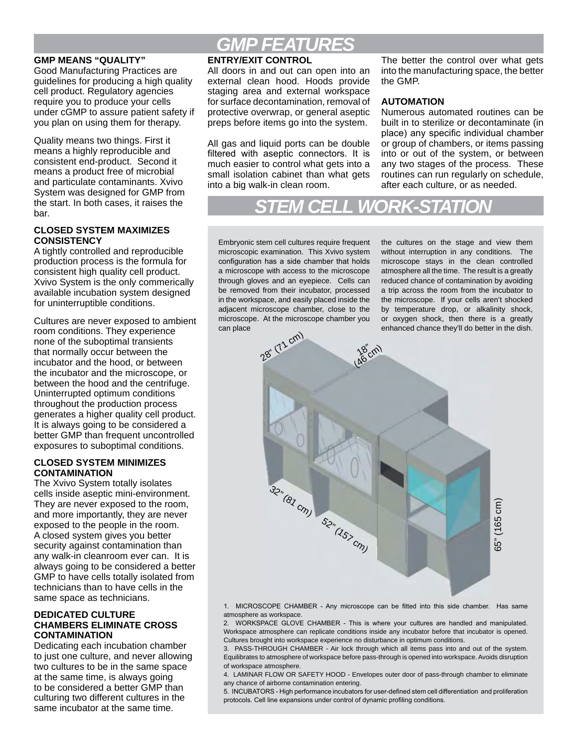# GMP FEATURES

### GMP MEANS "QUALITY"

Good Manufacturing Practices are guidelines for producing a high quality cell product. Regulatory agencies require you to produce your cells under cGMP to assure patient safety if you plan on using them for therapy.

Quality means two things. First it means a highly reproducible and consistent end-product. Second it means a product free of microbial and particulate contaminants. Xvivo System was designed for GMP from the start. In both cases, it raises the bar.

### CLOSED SYSTEM MAXIMIZES CONSISTENCY

A tightly controlled and reproducible production process is the formula for consistent high quality cell product. Xvivo System is the only commerically available incubation system designed for uninterruptible conditions.

Cultures are never exposed to ambient room conditions. They experience none of the suboptimal transients that normally occur between the incubator and the hood, or between the incubator and the microscope, or between the hood and the centrifuge. Uninterrupted optimum conditions throughout the production process generates a higher quality cell product. It is always going to be considered a better GMP than frequent uncontrolled exposures to suboptimal conditions.

### CLOSED SYSTEM MINIMIZES CONTAMINATION

The Xvivo System totally isolates cells inside aseptic mini-environment. They are never exposed to the room, and more importantly, they are never exposed to the people in the room. A closed system gives you better security against contamination than any walk-in cleanroom ever can. It is always going to be considered a better GMP to have cells totally isolated from technicians than to have cells in the same space as technicians.

### DEDICATED CULTURE CHAMBERS ELIMINATE CROSS CONTAMINATION

Dedicating each incubation chamber to just one culture, and never allowing two cultures to be in the same space at the same time, is always going to be considered a better GMP than culturing two different cultures in the same incubator at the same time.

### ENTRY/EXIT CONTROL

All doors in and out can open into an external clean hood. Hoods provide staging area and external workspace for surface decontamination, removal of protective overwrap, or general aseptic preps before items go into the system.

All gas and liquid ports can be double filtered with aseptic connectors. It is much easier to control what gets into a small isolation cabinet than what gets into a big walk-in clean room. The better the control over what gets into the manufacturing space, the better the GMP.

### AUTOMATION

Numerous automated routines can be built in to sterilize or decontaminate (in place) any specific individual chamber or group of chambers, or items passing into or out of the system, or between any two stages of the process. These routines can run regularly on schedule, after each culture, or as needed.

# STEM CELL WORK-STATION

Embryonic stem cell cultures require frequent microscopic examination. This Xvivo system configuration has a side chamber that holds a microscope with access to the microscope through gloves and an eyepiece. Cells can be removed from their incubator, processed in the workspace, and easily placed inside the adjacent microscope chamber, close to the microscope. At the microscope chamber you can place the cultures on the stage and view them without interruption in any conditions. The microscope stays in the clean controlled atmosphere all the time. The result is a greatly reduced chance of contamination by avoiding a trip across the room from the incubator to the microscope. If your cells aren't shocked by temperature drop, or alkalinity shock, or oxygen shock, then there is a greatly enhanced chance they'll do better in the dish.

28" (71 cm)

18" (46 cm)

32" (81 cm)

52" (157 cm)

65" (165 cm)

1. MICROSCOPE CHAMBER - Any microscope can be fitted into this side chamber. Has same atmosphere as workspace.
2. WORKSPACE GLOVE CHAMBER - This is where your cultures are handled and manipulated. Workspace atmosphere can replicate conditions inside any incubator before that incubator is opened. Cultures brought into workspace experience no disturbance in optimum conditions.
3. PASS-THROUGH CHAMBER - Air lock through which all items pass into and out of the system. Equilibrates to atmosphere of workspace before pass-through is opened into workspace. Avoids disruption of workspace atmosphere.
4. LAMINAR FLOW OR SAFETY HOOD - Envelopes outer door of pass-through chamber to eliminate any chance of airborne contamination entering.
5. INCUBATORS - High performance incubators for user-defined stem cell differentiation and proliferation protocols. Cell line expansions under control of dynamic profiling conditions.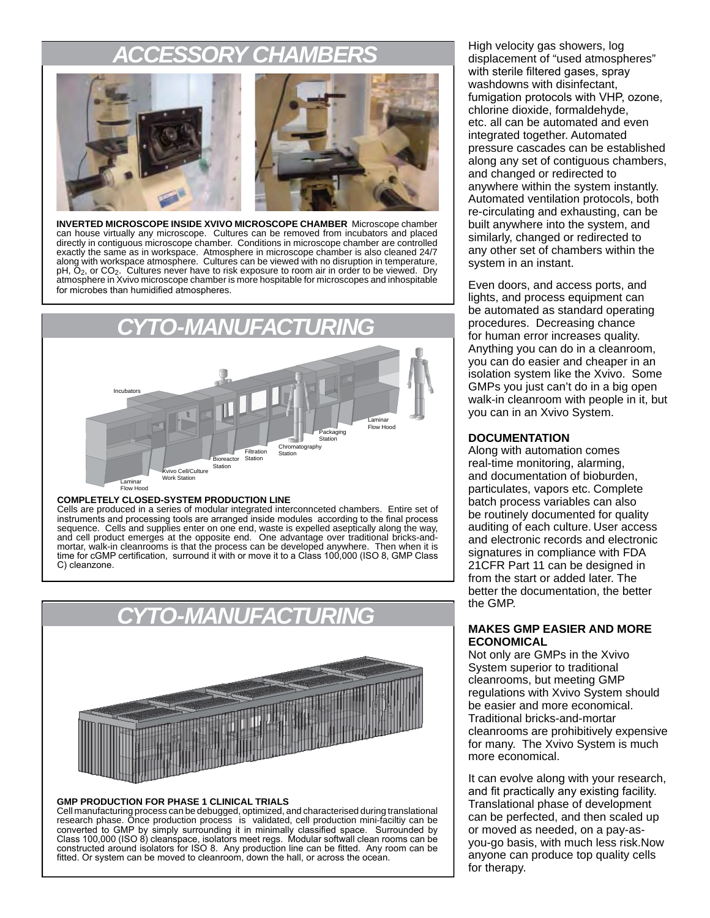## ACCESSORY CHAMBERS

**INVERTED MICROSCOPE INSIDE XVIVO MICROSCOPE CHAMBER** Microscope chamber can house virtually any microscope. Cultures can be removed from incubators and placed directly in contiguous microscope chamber. Conditions in microscope chamber are controlled exactly the same as in workspace. Atmosphere in microscope chamber is also cleaned 24/7 along with workspace atmosphere. Cultures can be viewed with no disruption in temperature, pH, $O_2$, or $CO_2$. Cultures never have to risk exposure to room air in order to be viewed. Dry atmosphere in Xvivo microscope chamber is more hospitable for microscopes and inhospitable for microbes than humidified atmospheres.

## CYTO-MANUFACTURING

Incubators

Laminar Flow Hood

Packaging Station

Chromatography Station

Filtration Station

Bioreactor Station

Xvivo Cell/Culture Work Station

Laminar Flow Hood

**COMPLETELY CLOSED-SYSTEM PRODUCTION LINE**
Cells are produced in a series of modular integrated interconnceted chambers. Entire set of instruments and processing tools are arranged inside modules according to the final process sequence. Cells and supplies enter on one end, waste is expelled aseptically along the way, and cell product emerges at the opposite end. One advantage over traditional bricks-and-mortar, walk-in cleanrooms is that the process can be developed anywhere. Then when it is time for cGMP certification, surround it with or move it to a Class 100,000 (ISO 8, GMP Class C) cleanzone.

## CYTO-MANUFACTURING

**GMP PRODUCTION FOR PHASE 1 CLINICAL TRIALS**
Cell manufacturing process can be debugged, optimized, and characterised during translational research phase. Once production process is validated, cell production mini-faciltiy can be converted to GMP by simply surrounding it in minimally classified space. Surrounded by Class 100,000 (ISO 8) cleanspace, isolators meet regs. Modular softwall clean rooms can be constructed around isolators for ISO 8. Any production line can be fitted. Any room can be fitted. Or system can be moved to cleanroom, down the hall, or across the ocean.

High velocity gas showers, log displacement of "used atmospheres" with sterile filtered gases, spray washdowns with disinfectant, fumigation protocols with VHP, ozone, chlorine dioxide, formaldehyde, etc. all can be automated and even integrated together. Automated pressure cascades can be established along any set of contiguous chambers, and changed or redirected to anywhere within the system instantly. Automated ventilation protocols, both re-circulating and exhausting, can be built anywhere into the system, and similarly, changed or redirected to any other set of chambers within the system in an instant.

Even doors, and access ports, and lights, and process equipment can be automated as standard operating procedures. Decreasing chance for human error increases quality. Anything you can do in a cleanroom, you can do easier and cheaper in an isolation system like the Xvivo. Some GMPs you just can't do in a big open walk-in cleanroom with people in it, but you can in an Xvivo System.

### DOCUMENTATION

Along with automation comes real-time monitoring, alarming, and documentation of bioburden, particulates, vapors etc. Complete batch process variables can also be routinely documented for quality auditing of each culture. User access and electronic records and electronic signatures in compliance with FDA 21CFR Part 11 can be designed in from the start or added later. The better the documentation, the better the GMP.

### MAKES GMP EASIER AND MORE ECONOMICAL

Not only are GMPs in the Xvivo System superior to traditional cleanrooms, but meeting GMP regulations with Xvivo System should be easier and more economical. Traditional bricks-and-mortar cleanrooms are prohibitively expensive for many. The Xvivo System is much more economical.

It can evolve along with your research, and fit practically any existing facility. Translational phase of development can be perfected, and then scaled up or moved as needed, on a pay-as-you-go basis, with much less risk.Now anyone can produce top quality cells for therapy.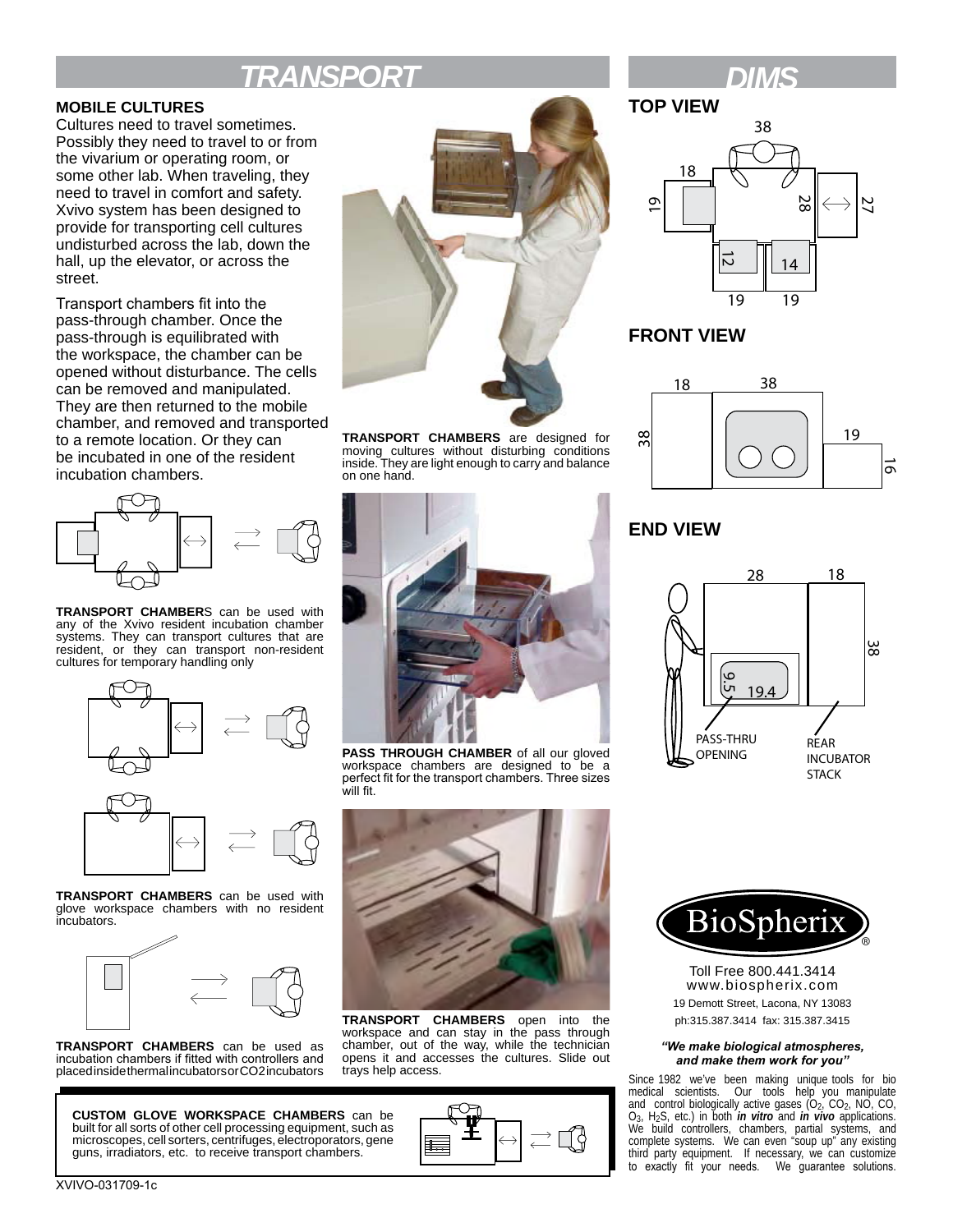# TRANSPORT

## MOBILE CULTURES

Cultures need to travel sometimes. Possibly they need to travel to or from the vivarium or operating room, or some other lab. When traveling, they need to travel in comfort and safety. Xvivo system has been designed to provide for transporting cell cultures undisturbed across the lab, down the hall, up the elevator, or across the street.

Transport chambers fit into the pass-through chamber. Once the pass-through is equilibrated with the workspace, the chamber can be opened without disturbance. The cells can be removed and manipulated. They are then returned to the mobile chamber, and removed and transported to a remote location. Or they can be incubated in one of the resident incubation chambers.

**TRANSPORT CHAMBER**S can be used with any of the Xvivo resident incubation chamber systems. They can transport cultures that are resident, or they can transport non-resident cultures for temporary handling only

**TRANSPORT CHAMBERS** can be used with glove workspace chambers with no resident incubators.

**TRANSPORT CHAMBERS** can be used as incubation chambers if fitted with controllers and placed inside thermal incubators or CO2 incubators

**TRANSPORT CHAMBERS** are designed for moving cultures without disturbing conditions inside. They are light enough to carry and balance on one hand.

**PASS THROUGH CHAMBER** of all our gloved workspace chambers are designed to be a perfect fit for the transport chambers. Three sizes will fit.

**TRANSPORT CHAMBERS** open into the workspace and can stay in the pass through chamber, out of the way, while the technician opens it and accesses the cultures. Slide out trays help access.

**CUSTOM GLOVE WORKSPACE CHAMBERS** can be built for all sorts of other cell processing equipment, such as microscopes, cell sorters, centrifuges, electroporators, gene guns, irradiators, etc. to receive transport chambers.

# DIMS

## TOP VIEW

38
18
19
28
27
12
14
19 19

## FRONT VIEW

18 38
38
19
16

## END VIEW

28 18
38
9.5
19.4
PASS-THRU OPENING
REAR INCUBATOR STACK

BioSpherix®

Toll Free 800.441.3414
www.biospherix.com
19 Demott Street, Lacona, NY 13083
ph:315.387.3414 fax: 315.387.3415

***"We make biological atmospheres, and make them work for you"***

Since 1982 we've been making unique tools for bio medical scientists. Our tools help you manipulate and control biologically active gases ($O_2$, $CO_2$, NO, CO, $O_3$, $H_2S$, etc.) in both ***in vitro*** and ***in vivo*** applications. We build controllers, chambers, partial systems, and complete systems. We can even "soup up" any existing third party equipment. If necessary, we can customize to exactly fit your needs. We guarantee solutions.

XVIVO-031709-1c